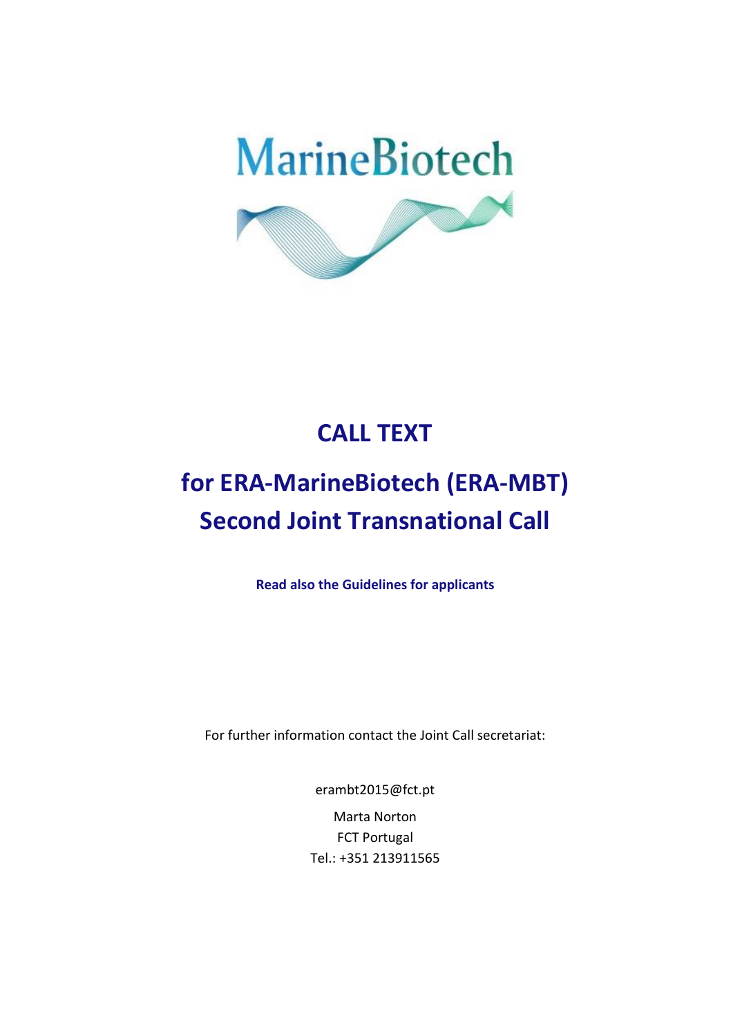MarineBiotech

# CALL TEXT

# for ERA-MarineBiotech (ERA-MBT) Second Joint Transnational Call

**Read also the Guidelines for applicants**

For further information contact the Joint Call secretariat:

erambt2015@fct.pt

Marta Norton
FCT Portugal
Tel.: +351 213911565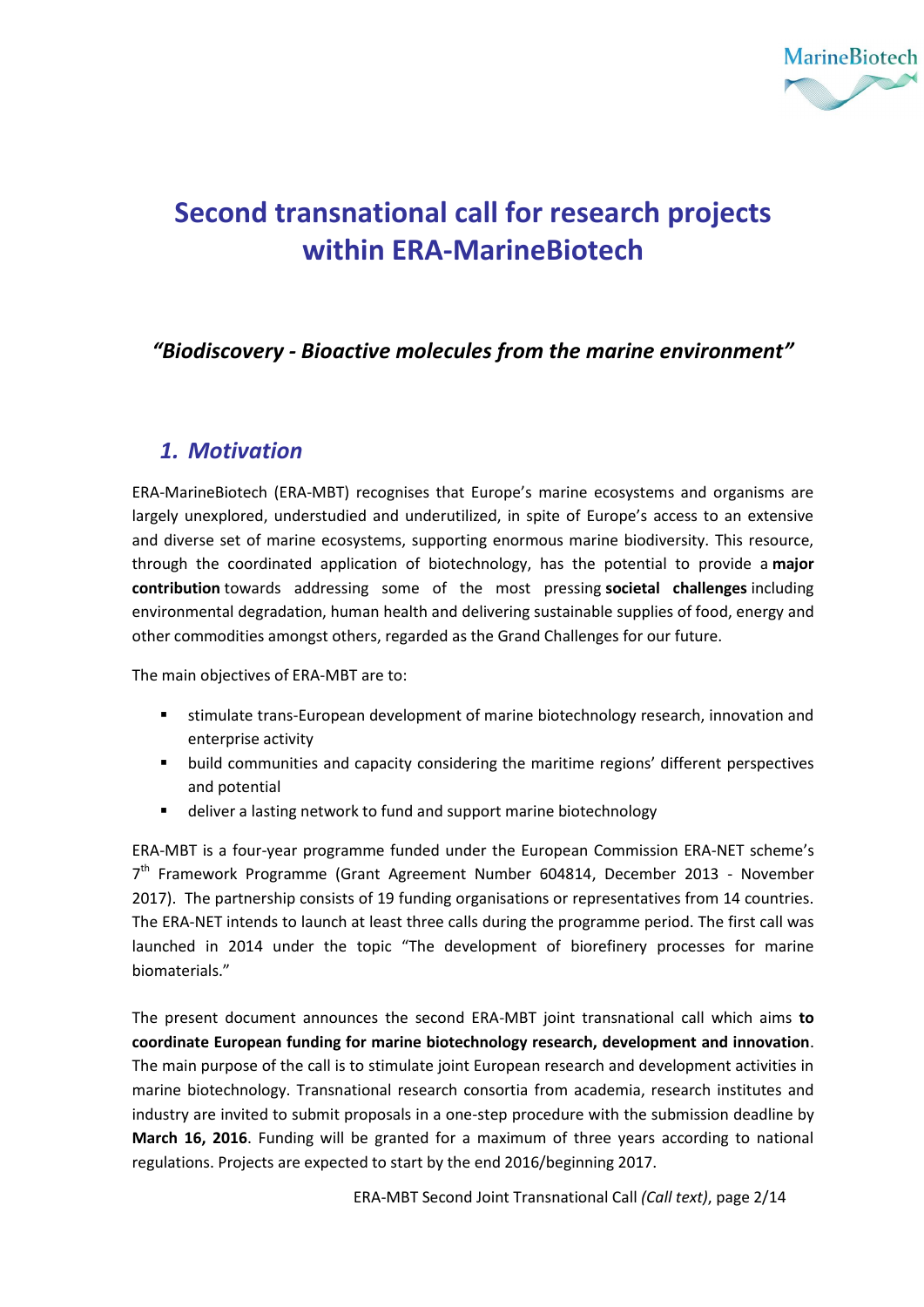# Second transnational call for research projects within ERA-MarineBiotech

### *"Biodiscovery - Bioactive molecules from the marine environment"*

## *1. Motivation*

ERA-MarineBiotech (ERA-MBT) recognises that Europe's marine ecosystems and organisms are largely unexplored, understudied and underutilized, in spite of Europe's access to an extensive and diverse set of marine ecosystems, supporting enormous marine biodiversity. This resource, through the coordinated application of biotechnology, has the potential to provide a **major contribution** towards addressing some of the most pressing **societal challenges** including environmental degradation, human health and delivering sustainable supplies of food, energy and other commodities amongst others, regarded as the Grand Challenges for our future.

The main objectives of ERA-MBT are to:

- stimulate trans-European development of marine biotechnology research, innovation and enterprise activity
- build communities and capacity considering the maritime regions' different perspectives and potential
- deliver a lasting network to fund and support marine biotechnology

ERA-MBT is a four-year programme funded under the European Commission ERA-NET scheme's 7th Framework Programme (Grant Agreement Number 604814, December 2013 - November 2017). The partnership consists of 19 funding organisations or representatives from 14 countries. The ERA-NET intends to launch at least three calls during the programme period. The first call was launched in 2014 under the topic "The development of biorefinery processes for marine biomaterials."

The present document announces the second ERA-MBT joint transnational call which aims **to coordinate European funding for marine biotechnology research, development and innovation**. The main purpose of the call is to stimulate joint European research and development activities in marine biotechnology. Transnational research consortia from academia, research institutes and industry are invited to submit proposals in a one-step procedure with the submission deadline by **March 16, 2016**. Funding will be granted for a maximum of three years according to national regulations. Projects are expected to start by the end 2016/beginning 2017.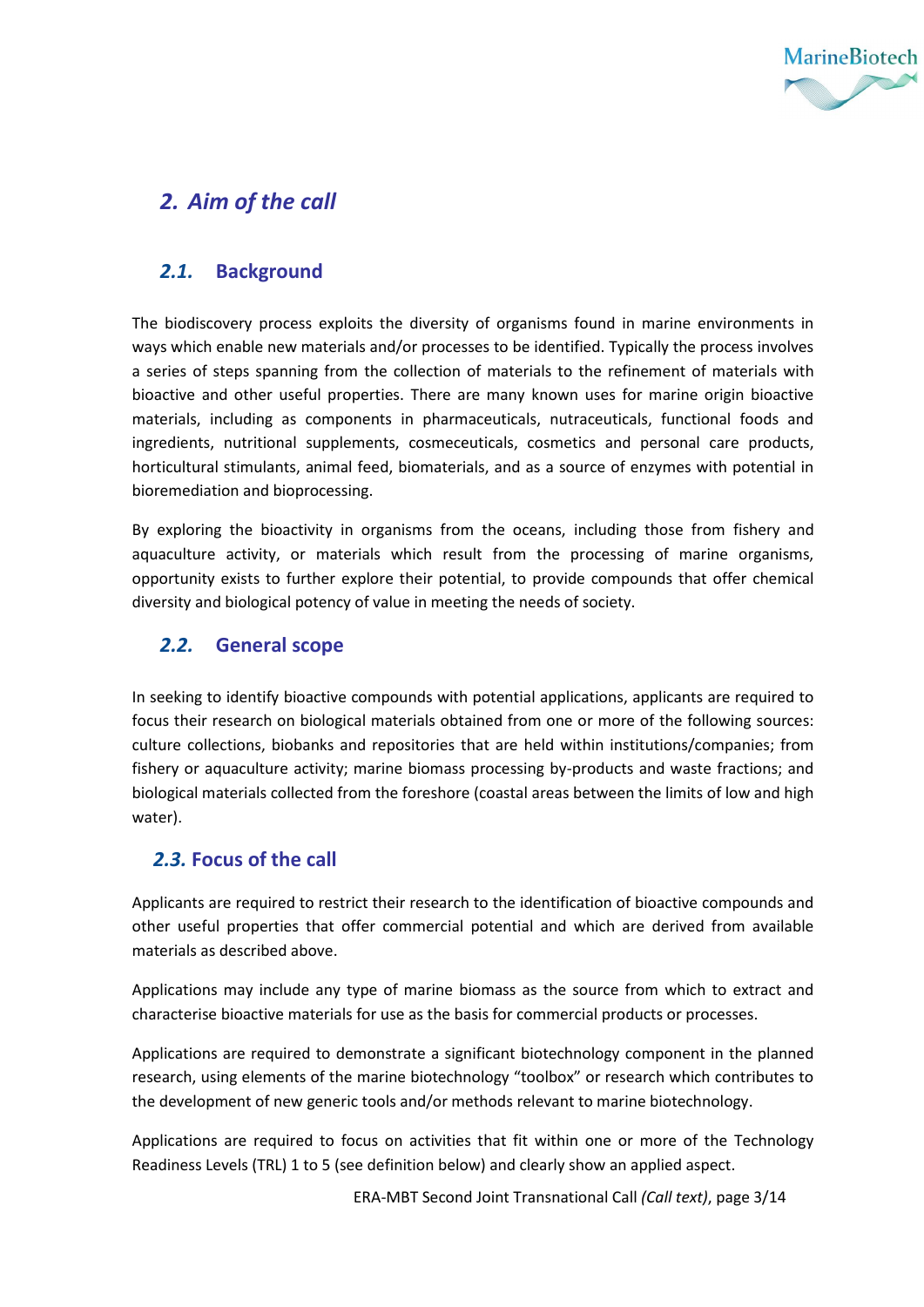## 2. Aim of the call

### 2.1. Background

The biodiscovery process exploits the diversity of organisms found in marine environments in ways which enable new materials and/or processes to be identified. Typically the process involves a series of steps spanning from the collection of materials to the refinement of materials with bioactive and other useful properties. There are many known uses for marine origin bioactive materials, including as components in pharmaceuticals, nutraceuticals, functional foods and ingredients, nutritional supplements, cosmeceuticals, cosmetics and personal care products, horticultural stimulants, animal feed, biomaterials, and as a source of enzymes with potential in bioremediation and bioprocessing.

By exploring the bioactivity in organisms from the oceans, including those from fishery and aquaculture activity, or materials which result from the processing of marine organisms, opportunity exists to further explore their potential, to provide compounds that offer chemical diversity and biological potency of value in meeting the needs of society.

### 2.2. General scope

In seeking to identify bioactive compounds with potential applications, applicants are required to focus their research on biological materials obtained from one or more of the following sources: culture collections, biobanks and repositories that are held within institutions/companies; from fishery or aquaculture activity; marine biomass processing by-products and waste fractions; and biological materials collected from the foreshore (coastal areas between the limits of low and high water).

### 2.3. Focus of the call

Applicants are required to restrict their research to the identification of bioactive compounds and other useful properties that offer commercial potential and which are derived from available materials as described above.

Applications may include any type of marine biomass as the source from which to extract and characterise bioactive materials for use as the basis for commercial products or processes.

Applications are required to demonstrate a significant biotechnology component in the planned research, using elements of the marine biotechnology "toolbox" or research which contributes to the development of new generic tools and/or methods relevant to marine biotechnology.

Applications are required to focus on activities that fit within one or more of the Technology Readiness Levels (TRL) 1 to 5 (see definition below) and clearly show an applied aspect.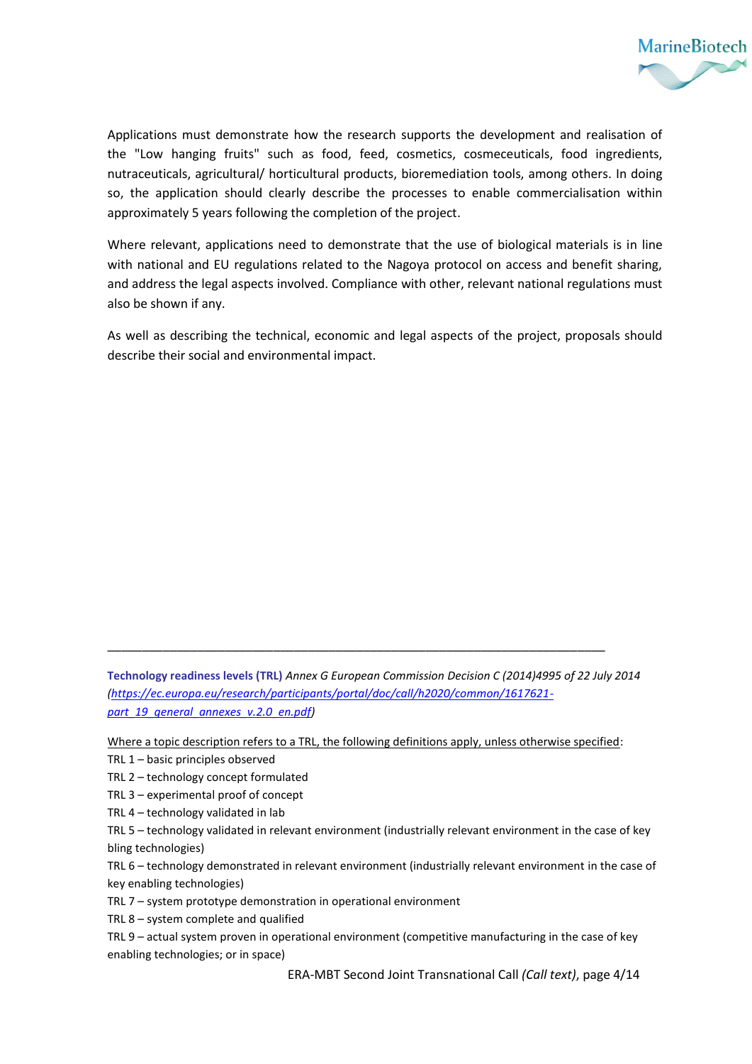Applications must demonstrate how the research supports the development and realisation of the "Low hanging fruits" such as food, feed, cosmetics, cosmeceuticals, food ingredients, nutraceuticals, agricultural/ horticultural products, bioremediation tools, among others. In doing so, the application should clearly describe the processes to enable commercialisation within approximately 5 years following the completion of the project.

Where relevant, applications need to demonstrate that the use of biological materials is in line with national and EU regulations related to the Nagoya protocol on access and benefit sharing, and address the legal aspects involved. Compliance with other, relevant national regulations must also be shown if any.

As well as describing the technical, economic and legal aspects of the project, proposals should describe their social and environmental impact.

---

**Technology readiness levels (TRL)** *Annex G European Commission Decision C (2014)4995 of 22 July 2014 ([https://ec.europa.eu/research/participants/portal/doc/call/h2020/common/1617621-part_19_general_annexes_v.2.0_en.pdf](https://ec.europa.eu/research/participants/portal/doc/call/h2020/common/1617621-part_19_general_annexes_v.2.0_en.pdf))*

Where a topic description refers to a TRL, the following definitions apply, unless otherwise specified:

TRL 1 – basic principles observed
TRL 2 – technology concept formulated
TRL 3 – experimental proof of concept
TRL 4 – technology validated in lab
TRL 5 – technology validated in relevant environment (industrially relevant environment in the case of key bling technologies)
TRL 6 – technology demonstrated in relevant environment (industrially relevant environment in the case of key enabling technologies)
TRL 7 – system prototype demonstration in operational environment
TRL 8 – system complete and qualified
TRL 9 – actual system proven in operational environment (competitive manufacturing in the case of key enabling technologies; or in space)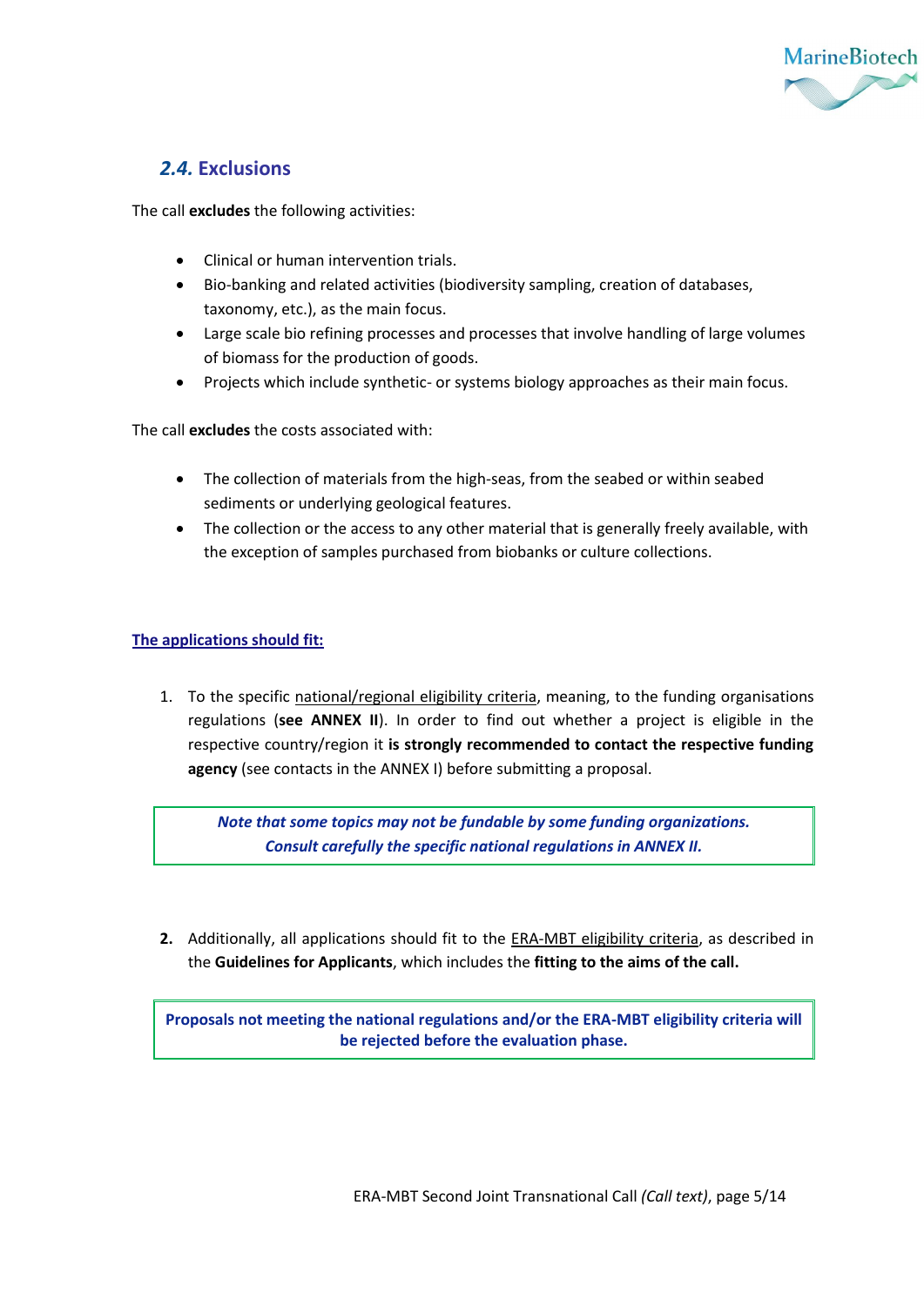## *2.4.* Exclusions

The call **excludes** the following activities:

- Clinical or human intervention trials.
- Bio-banking and related activities (biodiversity sampling, creation of databases, taxonomy, etc.), as the main focus.
- Large scale bio refining processes and processes that involve handling of large volumes of biomass for the production of goods.
- Projects which include synthetic- or systems biology approaches as their main focus.

The call **excludes** the costs associated with:

- The collection of materials from the high-seas, from the seabed or within seabed sediments or underlying geological features.
- The collection or the access to any other material that is generally freely available, with the exception of samples purchased from biobanks or culture collections.

**The applications should fit:**

1. To the specific national/regional eligibility criteria, meaning, to the funding organisations regulations (**see ANNEX II**). In order to find out whether a project is eligible in the respective country/region it **is strongly recommended to contact the respective funding agency** (see contacts in the ANNEX I) before submitting a proposal.

> ***Note that some topics may not be fundable by some funding organizations. Consult carefully the specific national regulations in ANNEX II.***

2. Additionally, all applications should fit to the ERA-MBT eligibility criteria, as described in the **Guidelines for Applicants**, which includes the **fitting to the aims of the call.**

> **Proposals not meeting the national regulations and/or the ERA-MBT eligibility criteria will be rejected before the evaluation phase.**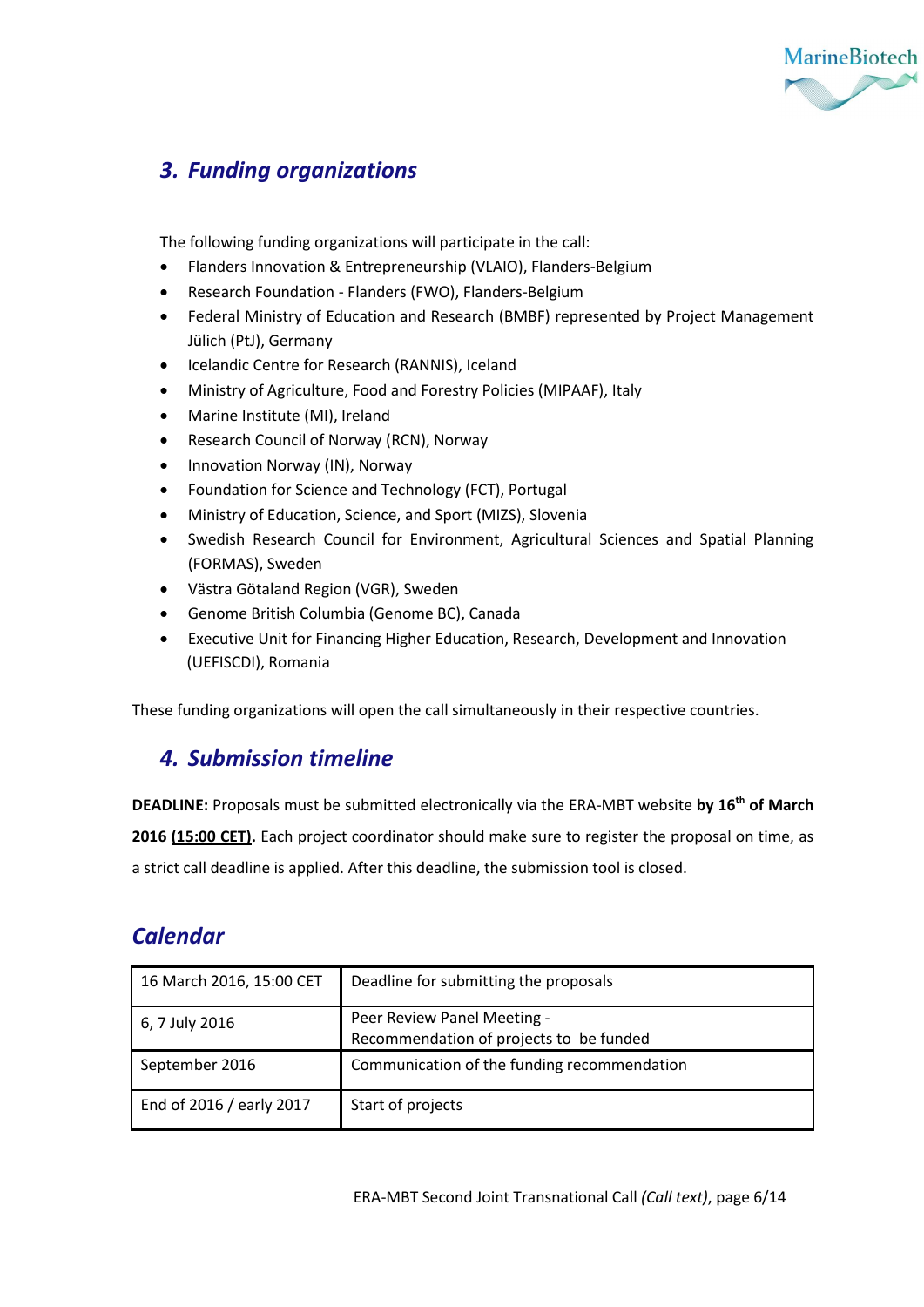## *3. Funding organizations*

The following funding organizations will participate in the call:

- Flanders Innovation & Entrepreneurship (VLAIO), Flanders-Belgium
- Research Foundation - Flanders (FWO), Flanders-Belgium
- Federal Ministry of Education and Research (BMBF) represented by Project Management Jülich (PtJ), Germany
- Icelandic Centre for Research (RANNIS), Iceland
- Ministry of Agriculture, Food and Forestry Policies (MIPAAF), Italy
- Marine Institute (MI), Ireland
- Research Council of Norway (RCN), Norway
- Innovation Norway (IN), Norway
- Foundation for Science and Technology (FCT), Portugal
- Ministry of Education, Science, and Sport (MIZS), Slovenia
- Swedish Research Council for Environment, Agricultural Sciences and Spatial Planning (FORMAS), Sweden
- Västra Götaland Region (VGR), Sweden
- Genome British Columbia (Genome BC), Canada
- Executive Unit for Financing Higher Education, Research, Development and Innovation (UEFISCDI), Romania

These funding organizations will open the call simultaneously in their respective countries.

## *4. Submission timeline*

**DEADLINE:** Proposals must be submitted electronically via the ERA-MBT website **by 16th of March 2016 (15:00 CET).** Each project coordinator should make sure to register the proposal on time, as a strict call deadline is applied. After this deadline, the submission tool is closed.

## *Calendar*

| | |
|---|---|
| 16 March 2016, 15:00 CET | Deadline for submitting the proposals |
| 6, 7 July 2016 | Peer Review Panel Meeting - Recommendation of projects to be funded |
| September 2016 | Communication of the funding recommendation |
| End of 2016 / early 2017 | Start of projects |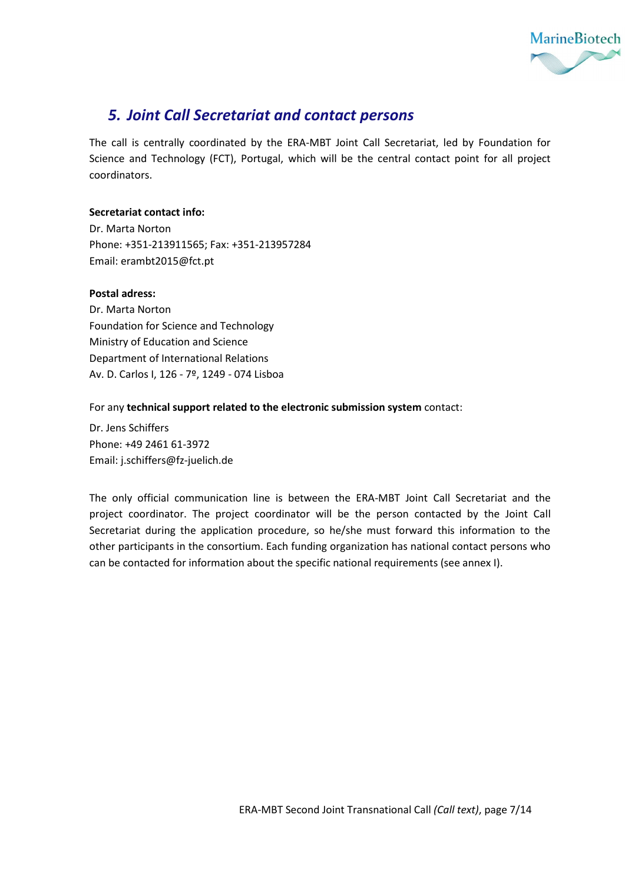## 5. Joint Call Secretariat and contact persons

The call is centrally coordinated by the ERA-MBT Joint Call Secretariat, led by Foundation for Science and Technology (FCT), Portugal, which will be the central contact point for all project coordinators.

**Secretariat contact info:**
Dr. Marta Norton
Phone: +351-213911565; Fax: +351-213957284
Email: erambt2015@fct.pt

**Postal adress:**
Dr. Marta Norton
Foundation for Science and Technology
Ministry of Education and Science
Department of International Relations
Av. D. Carlos I, 126 - 7º, 1249 - 074 Lisboa

For any **technical support related to the electronic submission system** contact:

Dr. Jens Schiffers
Phone: +49 2461 61-3972
Email: j.schiffers@fz-juelich.de

The only official communication line is between the ERA-MBT Joint Call Secretariat and the project coordinator. The project coordinator will be the person contacted by the Joint Call Secretariat during the application procedure, so he/she must forward this information to the other participants in the consortium. Each funding organization has national contact persons who can be contacted for information about the specific national requirements (see annex I).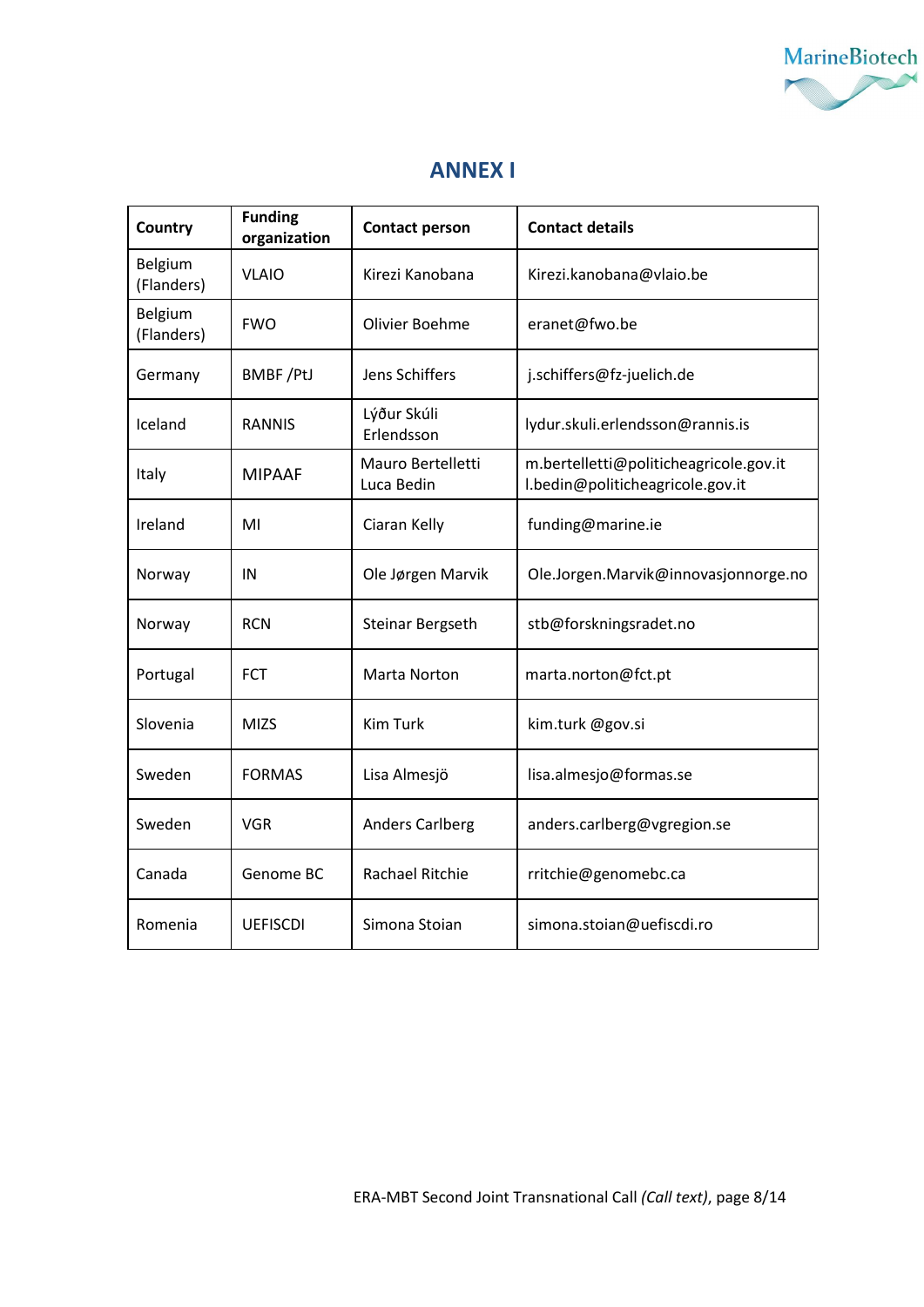# ANNEX I

| Country | Funding organization | Contact person | Contact details |
|---|---|---|---|
| Belgium (Flanders) | VLAIO | Kirezi Kanobana | Kirezi.kanobana@vlaio.be |
| Belgium (Flanders) | FWO | Olivier Boehme | eranet@fwo.be |
| Germany | BMBF /PtJ | Jens Schiffers | j.schiffers@fz-juelich.de |
| Iceland | RANNIS | Lýður Skúli Erlendsson | lydur.skuli.erlendsson@rannis.is |
| Italy | MIPAAF | Mauro Bertelletti Luca Bedin | m.bertelletti@politicheagricole.gov.it l.bedin@politicheagricole.gov.it |
| Ireland | MI | Ciaran Kelly | funding@marine.ie |
| Norway | IN | Ole Jørgen Marvik | Ole.Jorgen.Marvik@innovasjonnorge.no |
| Norway | RCN | Steinar Bergseth | stb@forskningsradet.no |
| Portugal | FCT | Marta Norton | marta.norton@fct.pt |
| Slovenia | MIZS | Kim Turk | kim.turk @gov.si |
| Sweden | FORMAS | Lisa Almesjö | lisa.almesjo@formas.se |
| Sweden | VGR | Anders Carlberg | anders.carlberg@vgregion.se |
| Canada | Genome BC | Rachael Ritchie | rritchie@genomebc.ca |
| Romenia | UEFISCDI | Simona Stoian | simona.stoian@uefiscdi.ro |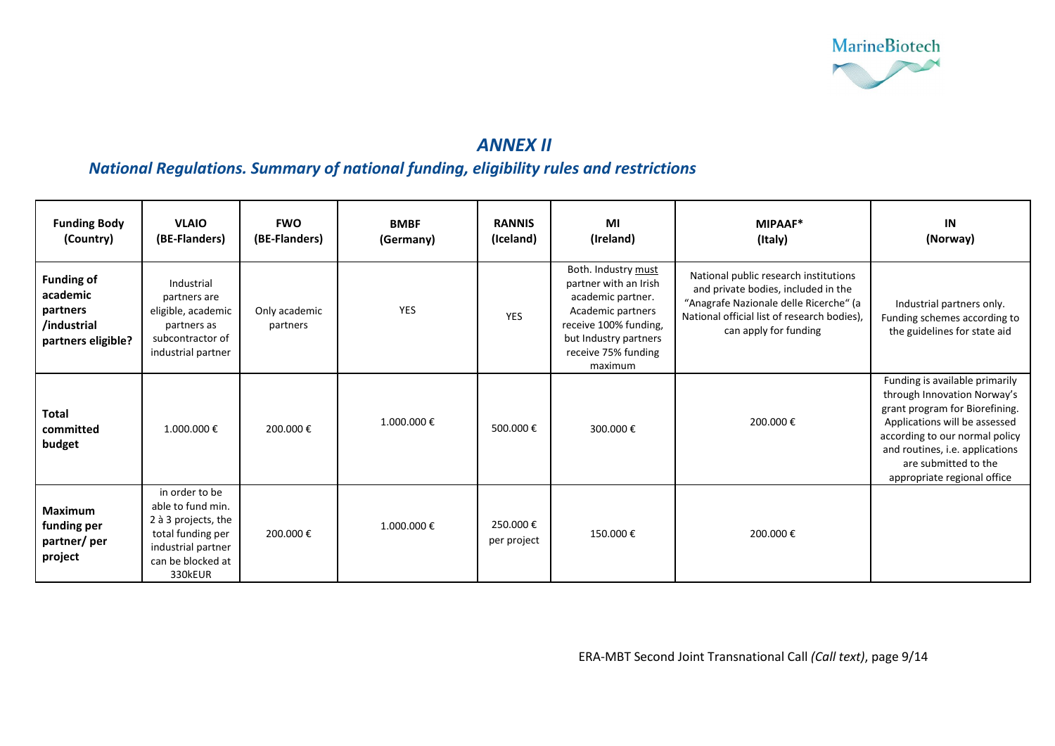## *ANNEX II*

### *National Regulations. Summary of national funding, eligibility rules and restrictions*

| Funding Body (Country) | VLAIO (BE-Flanders) | FWO (BE-Flanders) | BMBF (Germany) | RANNIS (Iceland) | MI (Ireland) | MIPAAF* (Italy) | IN (Norway) |
|---|---|---|---|---|---|---|---|
| **Funding of academic partners /industrial partners eligible?** | Industrial partners are eligible, academic partners as subcontractor of industrial partner | Only academic partners | YES | YES | Both. Industry must partner with an Irish academic partner. Academic partners receive 100% funding, but Industry partners receive 75% funding maximum | National public research institutions and private bodies, included in the "Anagrafe Nazionale delle Ricerche" (a National official list of research bodies), can apply for funding | Industrial partners only. Funding schemes according to the guidelines for state aid |
| **Total committed budget** | 1.000.000 € | 200.000 € | 1.000.000 € | 500.000 € | 300.000 € | 200.000 € | Funding is available primarily through Innovation Norway's grant program for Biorefining. Applications will be assessed according to our normal policy and routines, i.e. applications are submitted to the appropriate regional office |
| **Maximum funding per partner/ per project** | in order to be able to fund min. 2 à 3 projects, the total funding per industrial partner can be blocked at 330kEUR | 200.000 € | 1.000.000 € | 250.000 € per project | 150.000 € | 200.000 € | |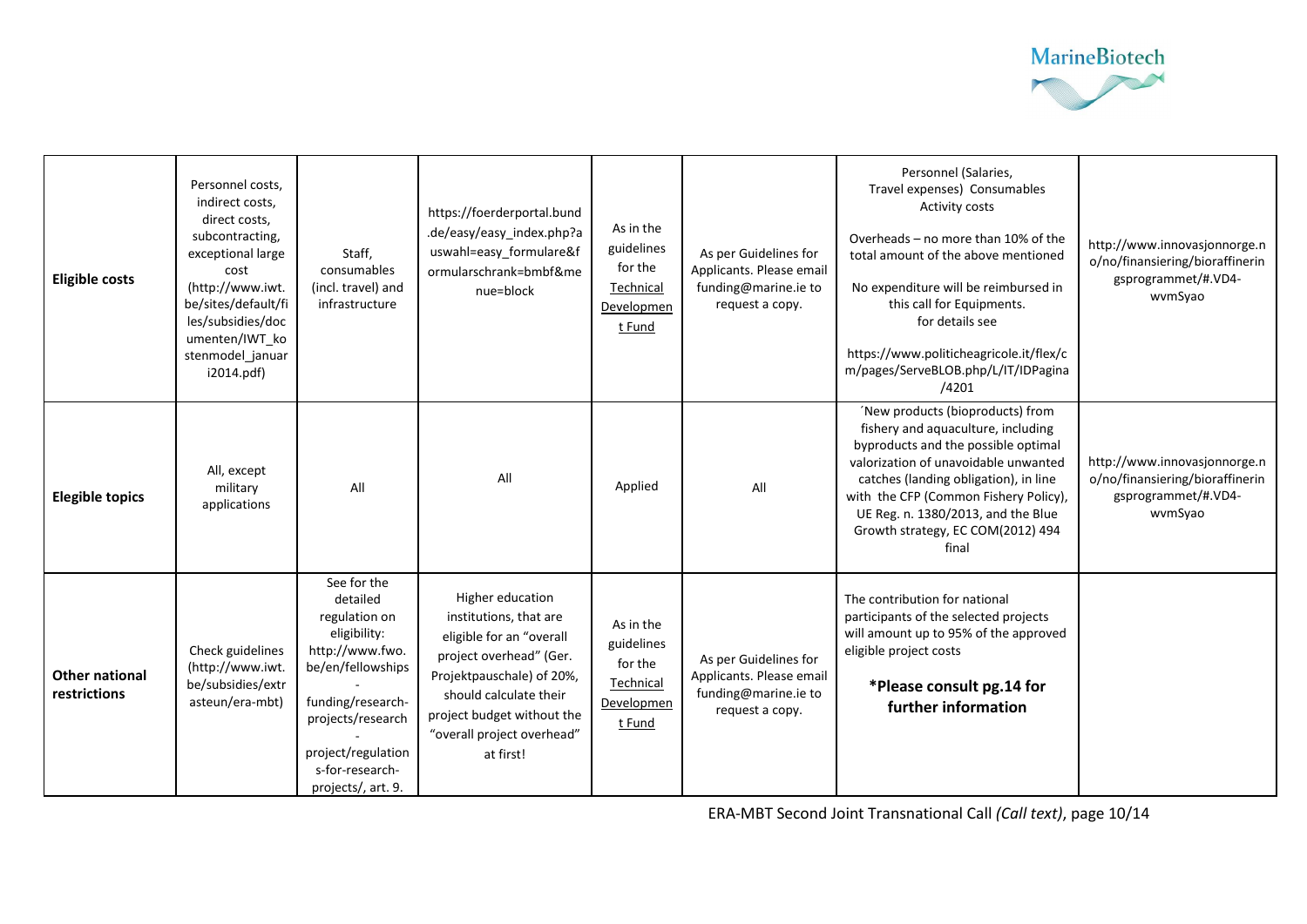| | | | | | | | |
|---|---|---|---|---|---|---|---|
| **Eligible costs** | Personnel costs, indirect costs, direct costs, subcontracting, exceptional large cost (http://www.iwt.be/sites/default/files/subsidies/documenten/IWT_kostenmodel_januari2014.pdf) | Staff, consumables (incl. travel) and infrastructure | https://foerderportal.bund.de/easy/easy_index.php?auswahl=easy_formulare&formularschrank=bmbf&menue=block | As in the guidelines for the Technical Development Fund | As per Guidelines for Applicants. Please email funding@marine.ie to request a copy. | Personnel (Salaries, Travel expenses) Consumables Activity costs<br><br>Overheads – no more than 10% of the total amount of the above mentioned<br><br>No expenditure will be reimbursed in this call for Equipments. for details see<br><br>https://www.politicheagricole.it/flex/cm/pages/ServeBLOB.php/L/IT/IDPagina/4201 | http://www.innovasjonnorge.no/no/finansiering/bioraffineringsprogrammet/#.VD4-wvmSyao |
| **Elegible topics** | All, except military applications | All | All | Applied | All | ´New products (bioproducts) from fishery and aquaculture, including byproducts and the possible optimal valorization of unavoidable unwanted catches (landing obligation), in line with the CFP (Common Fishery Policy), UE Reg. n. 1380/2013, and the Blue Growth strategy, EC COM(2012) 494 final | http://www.innovasjonnorge.no/no/finansiering/bioraffineringsprogrammet/#.VD4-wvmSyao |
| **Other national restrictions** | Check guidelines (http://www.iwt.be/subsidies/extrasteun/era-mbt) | See for the detailed regulation on eligibility: http://www.fwo.be/en/fellowships-funding/research-projects/research-project/regulations-for-research-projects/, art. 9. | Higher education institutions, that are eligible for an "overall project overhead" (Ger. Projektpauschale) of 20%, should calculate their project budget without the "overall project overhead" at first! | As in the guidelines for the Technical Development Fund | As per Guidelines for Applicants. Please email funding@marine.ie to request a copy. | The contribution for national participants of the selected projects will amount up to 95% of the approved eligible project costs<br><br>**\*Please consult pg.14 for further information** | |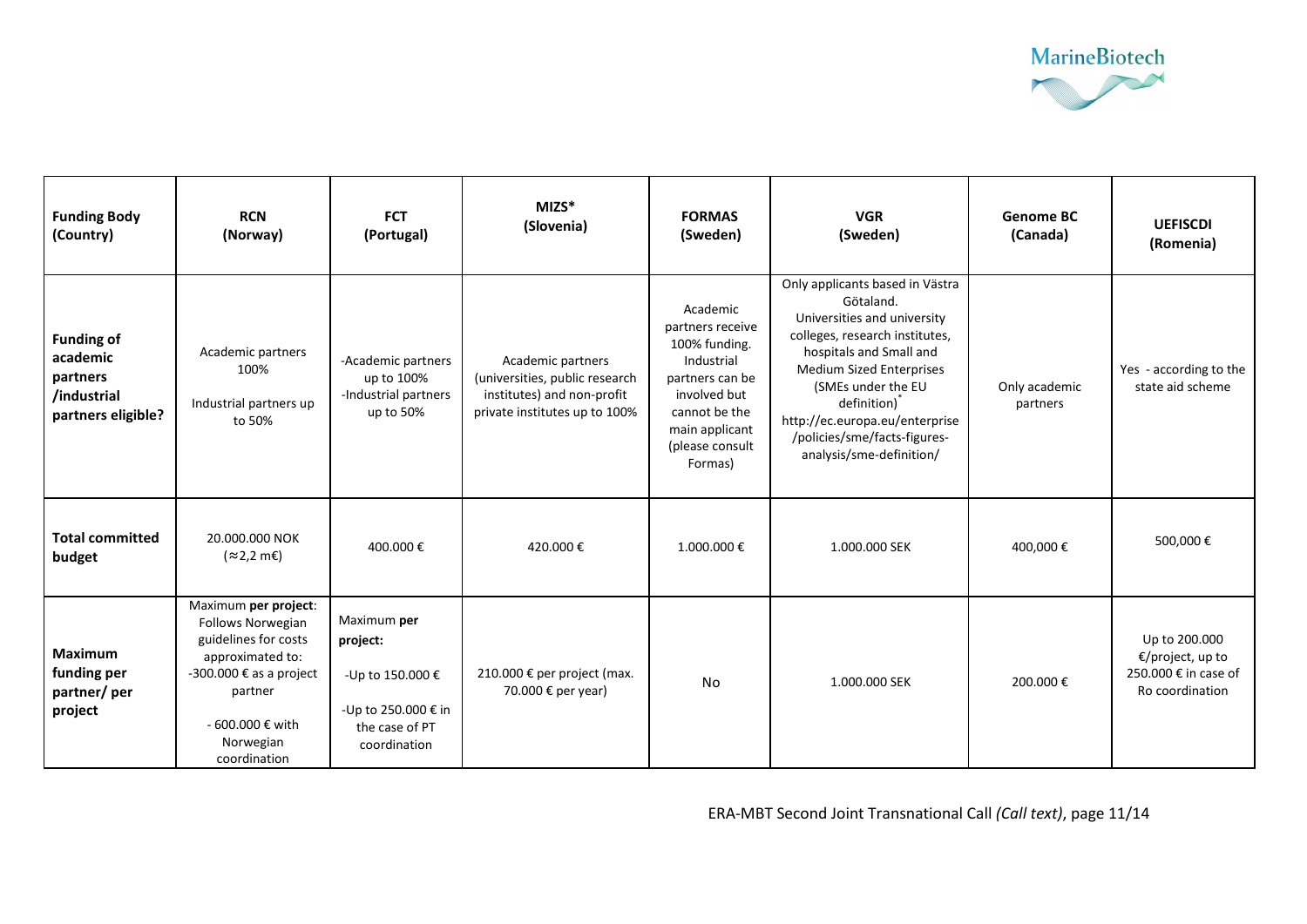| **Funding Body (Country)** | **RCN (Norway)** | **FCT (Portugal)** | **MIZS* (Slovenia)** | **FORMAS (Sweden)** | **VGR (Sweden)** | **Genome BC (Canada)** | **UEFISCDI (Romania)** |
|---|---|---|---|---|---|---|---|
| **Funding of academic partners /industrial partners eligible?** | Academic partners 100%<br><br>Industrial partners up to 50% | -Academic partners up to 100%<br>-Industrial partners up to 50% | Academic partners (universities, public research institutes) and non-profit private institutes up to 100% | Academic partners receive 100% funding. Industrial partners can be involved but cannot be the main applicant (please consult Formas) | Only applicants based in Västra Götaland.<br>Universities and university colleges, research institutes, hospitals and Small and Medium Sized Enterprises (SMEs under the EU definition)*<br>http://ec.europa.eu/enterprise/policies/sme/facts-figures-analysis/sme-definition/ | Only academic partners | Yes - according to the state aid scheme |
| **Total committed budget** | 20.000.000 NOK (≈2,2 m€) | 400.000 € | 420.000 € | 1.000.000 € | 1.000.000 SEK | 400,000 € | 500,000 € |
| **Maximum funding per partner/ per project** | Maximum **per project**: Follows Norwegian guidelines for costs approximated to:<br>-300.000 € as a project partner<br><br>- 600.000 € with Norwegian coordination | Maximum **per project:**<br><br>-Up to 150.000 €<br><br>-Up to 250.000 € in the case of PT coordination | 210.000 € per project (max. 70.000 € per year) | No | 1.000.000 SEK | 200.000 € | Up to 200.000 €/project, up to 250.000 € in case of Ro coordination |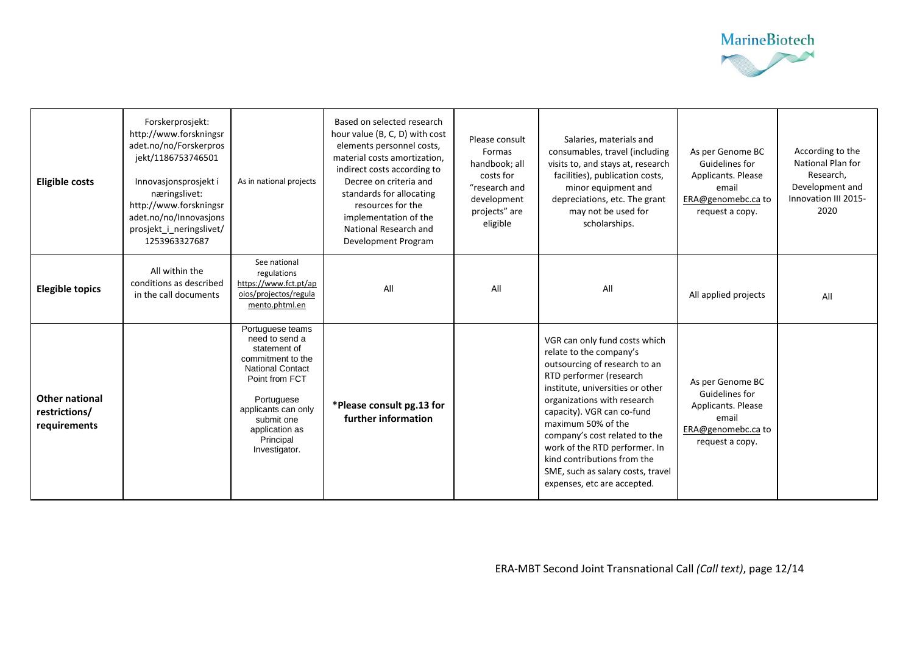| | | | | | | | |
|---|---|---|---|---|---|---|---|
| **Eligible costs** | Forskerprosjekt: http://www.forskningsradet.no/no/Forskerprosjekt/1186753746501<br><br>Innovasjonsprosjekt i næringslivet: http://www.forskningsradet.no/no/Innovasjonsprosjekt_i_neringslivet/1253963327687 | As in national projects | Based on selected research hour value (B, C, D) with cost elements personnel costs, material costs amortization, indirect costs according to Decree on criteria and standards for allocating resources for the implementation of the National Research and Development Program | Please consult Formas handbook; all costs for "research and development projects" are eligible | Salaries, materials and consumables, travel (including visits to, and stays at, research facilities), publication costs, minor equipment and depreciations, etc. The grant may not be used for scholarships. | As per Genome BC Guidelines for Applicants. Please email ERA@genomebc.ca to request a copy. | According to the National Plan for Research, Development and Innovation III 2015-2020 |
| **Elegible topics** | All within the conditions as described in the call documents | See national regulations https://www.fct.pt/apoios/projectos/regulamento.phtml.en | All | All | All | All applied projects | All |
| **Other national restrictions/ requirements** | | Portuguese teams need to send a statement of commitment to the National Contact Point from FCT<br><br>Portuguese applicants can only submit one application as Principal Investigator. | ***Please consult pg.13 for further information** | | VGR can only fund costs which relate to the company's outsourcing of research to an RTD performer (research institute, universities or other organizations with research capacity). VGR can co-fund maximum 50% of the company's cost related to the work of the RTD performer. In kind contributions from the SME, such as salary costs, travel expenses, etc are accepted. | As per Genome BC Guidelines for Applicants. Please email ERA@genomebc.ca to request a copy. | |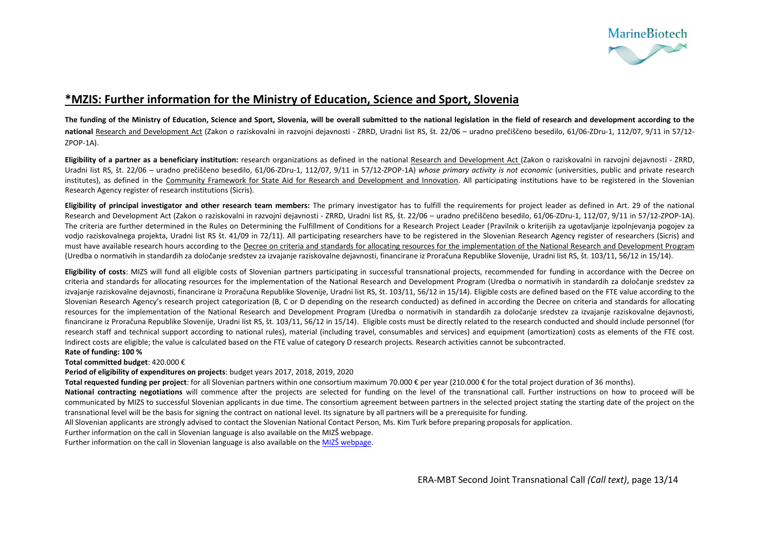# *MZIS: Further information for the Ministry of Education, Science and Sport, Slovenia

**The funding of the Ministry of Education, Science and Sport, Slovenia, will be overall submitted to the national legislation in the field of research and development according to the national** Research and Development Act (Zakon o raziskovalni in razvojni dejavnosti - ZRRD, Uradni list RS, št. 22/06 – uradno prečiščeno besedilo, 61/06-ZDru-1, 112/07, 9/11 in 57/12-ZPOP-1A).

**Eligibility of a partner as a beneficiary institution:** research organizations as defined in the national Research and Development Act (Zakon o raziskovalni in razvojni dejavnosti - ZRRD, Uradni list RS, št. 22/06 – uradno prečiščeno besedilo, 61/06-ZDru-1, 112/07, 9/11 in 57/12-ZPOP-1A) *whose primary activity is not economic* (universities, public and private research institutes), as defined in the Community Framework for State Aid for Research and Development and Innovation. All participating institutions have to be registered in the Slovenian Research Agency register of research institutions (Sicris).

**Eligibility of principal investigator and other research team members:** The primary investigator has to fulfill the requirements for project leader as defined in Art. 29 of the national Research and Development Act (Zakon o raziskovalni in razvojni dejavnosti - ZRRD, Uradni list RS, št. 22/06 – uradno prečiščeno besedilo, 61/06-ZDru-1, 112/07, 9/11 in 57/12-ZPOP-1A). The criteria are further determined in the Rules on Determining the Fulfillment of Conditions for a Research Project Leader (Pravilnik o kriterijih za ugotavljanje izpolnjevanja pogojev za vodjo raziskovalnega projekta, Uradni list RS št. 41/09 in 72/11). All participating researchers have to be registered in the Slovenian Research Agency register of researchers (Sicris) and must have available research hours according to the Decree on criteria and standards for allocating resources for the implementation of the National Research and Development Program (Uredba o normativih in standardih za določanje sredstev za izvajanje raziskovalne dejavnosti, financirane iz Proračuna Republike Slovenije, Uradni list RS, št. 103/11, 56/12 in 15/14).

**Eligibility of costs**: MIZS will fund all eligible costs of Slovenian partners participating in successful transnational projects, recommended for funding in accordance with the Decree on criteria and standards for allocating resources for the implementation of the National Research and Development Program (Uredba o normativih in standardih za določanje sredstev za izvajanje raziskovalne dejavnosti, financirane iz Proračuna Republike Slovenije, Uradni list RS, št. 103/11, 56/12 in 15/14). Eligible costs are defined based on the FTE value according to the Slovenian Research Agency's research project categorization (B, C or D depending on the research conducted) as defined in according the Decree on criteria and standards for allocating resources for the implementation of the National Research and Development Program (Uredba o normativih in standardih za določanje sredstev za izvajanje raziskovalne dejavnosti, financirane iz Proračuna Republike Slovenije, Uradni list RS, št. 103/11, 56/12 in 15/14). Eligible costs must be directly related to the research conducted and should include personnel (for research staff and technical support according to national rules), material (including travel, consumables and services) and equipment (amortization) costs as elements of the FTE cost. Indirect costs are eligible; the value is calculated based on the FTE value of category D research projects. Research activities cannot be subcontracted.

**Rate of funding: 100 %**

**Total committed budget**: 420.000 €

**Period of eligibility of expenditures on projects**: budget years 2017, 2018, 2019, 2020

**Total requested funding per project**: for all Slovenian partners within one consortium maximum 70.000 € per year (210.000 € for the total project duration of 36 months).

**National contracting negotiations** will commence after the projects are selected for funding on the level of the transnational call. Further instructions on how to proceed will be communicated by MIZS to successful Slovenian applicants in due time. The consortium agreement between partners in the selected project stating the starting date of the project on the transnational level will be the basis for signing the contract on national level. Its signature by all partners will be a prerequisite for funding.

All Slovenian applicants are strongly advised to contact the Slovenian National Contact Person, Ms. Kim Turk before preparing proposals for application.

Further information on the call in Slovenian language is also available on the MIZŠ webpage.

Further information on the call in Slovenian language is also available on the MIZŠ webpage.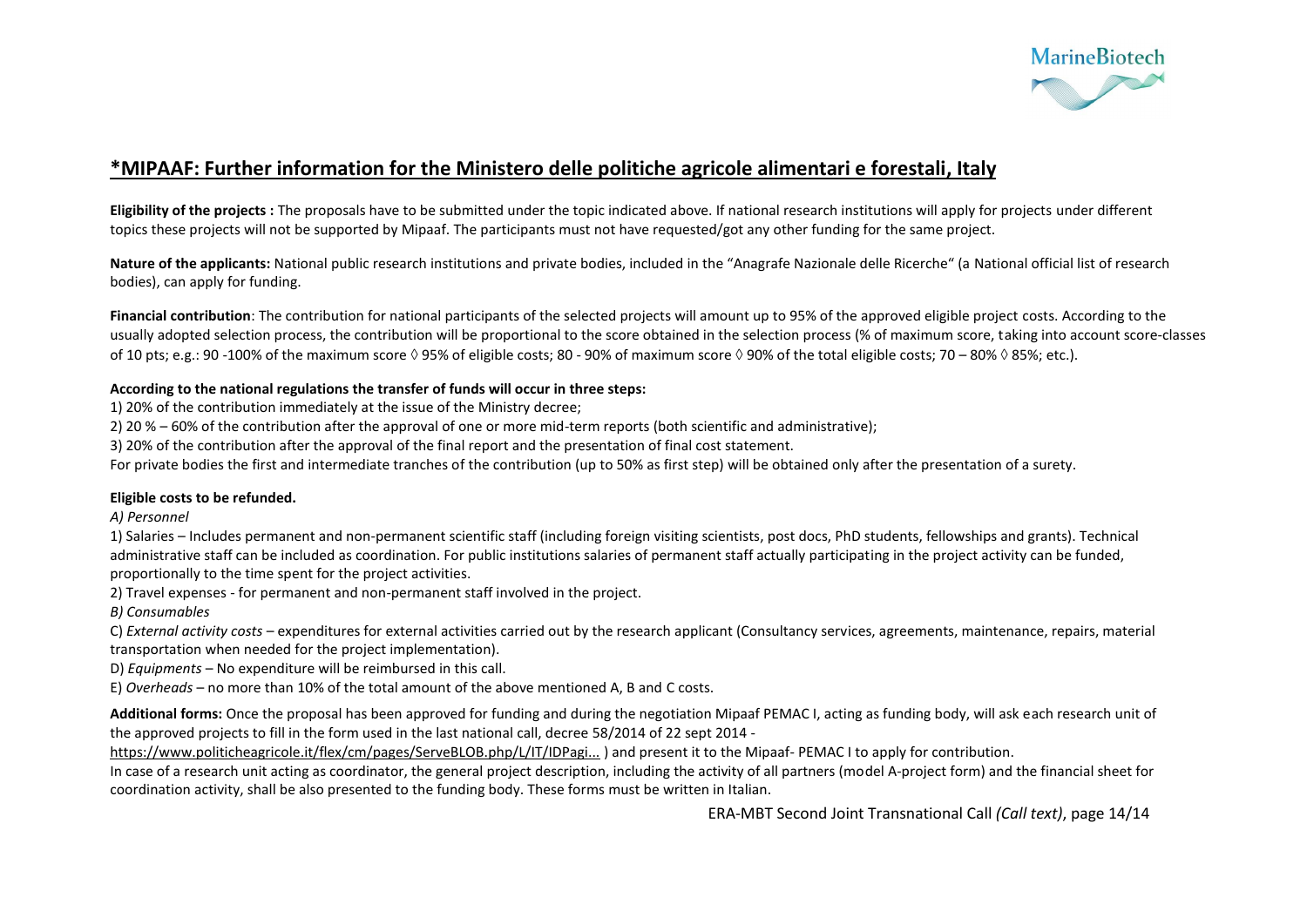## *MIPAAF: Further information for the Ministero delle politiche agricole alimentari e forestali, Italy

**Eligibility of the projects :** The proposals have to be submitted under the topic indicated above. If national research institutions will apply for projects under different topics these projects will not be supported by Mipaaf. The participants must not have requested/got any other funding for the same project.

**Nature of the applicants:** National public research institutions and private bodies, included in the "Anagrafe Nazionale delle Ricerche" (a National official list of research bodies), can apply for funding.

**Financial contribution**: The contribution for national participants of the selected projects will amount up to 95% of the approved eligible project costs. According to the usually adopted selection process, the contribution will be proportional to the score obtained in the selection process (% of maximum score, taking into account score-classes of 10 pts; e.g.: 90 -100% of the maximum score ◊ 95% of eligible costs; 80 - 90% of maximum score ◊ 90% of the total eligible costs; 70 – 80% ◊ 85%; etc.).

**According to the national regulations the transfer of funds will occur in three steps:**

1) 20% of the contribution immediately at the issue of the Ministry decree;
2) 20 % – 60% of the contribution after the approval of one or more mid-term reports (both scientific and administrative);
3) 20% of the contribution after the approval of the final report and the presentation of final cost statement.

For private bodies the first and intermediate tranches of the contribution (up to 50% as first step) will be obtained only after the presentation of a surety.

**Eligible costs to be refunded.**

*A) Personnel*

1) Salaries – Includes permanent and non-permanent scientific staff (including foreign visiting scientists, post docs, PhD students, fellowships and grants). Technical administrative staff can be included as coordination. For public institutions salaries of permanent staff actually participating in the project activity can be funded, proportionally to the time spent for the project activities.

2) Travel expenses - for permanent and non-permanent staff involved in the project.

*B) Consumables*

C) *External activity costs* – expenditures for external activities carried out by the research applicant (Consultancy services, agreements, maintenance, repairs, material transportation when needed for the project implementation).

D) *Equipments* – No expenditure will be reimbursed in this call.

E) *Overheads* – no more than 10% of the total amount of the above mentioned A, B and C costs.

**Additional forms:** Once the proposal has been approved for funding and during the negotiation Mipaaf PEMAC I, acting as funding body, will ask each research unit of the approved projects to fill in the form used in the last national call, decree 58/2014 of 22 sept 2014 - https://www.politicheagricole.it/flex/cm/pages/ServeBLOB.php/L/IT/IDPagi... ) and present it to the Mipaaf- PEMAC I to apply for contribution.

In case of a research unit acting as coordinator, the general project description, including the activity of all partners (model A-project form) and the financial sheet for coordination activity, shall be also presented to the funding body. These forms must be written in Italian.